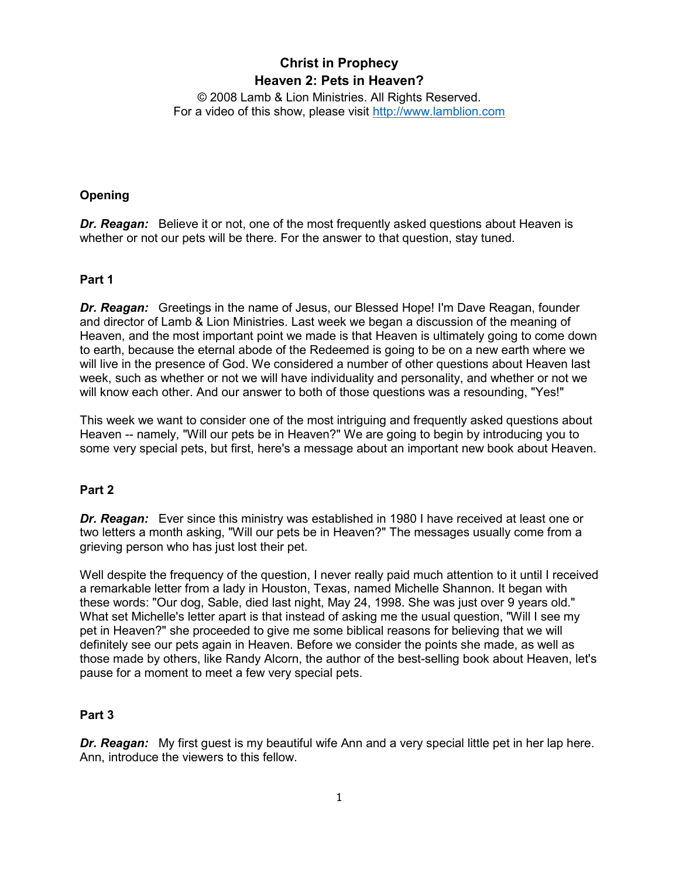# Christ in Prophecy
## Heaven 2: Pets in Heaven?

© 2008 Lamb & Lion Ministries. All Rights Reserved.
For a video of this show, please visit http://www.lamblion.com

### Opening

***Dr. Reagan:*** Believe it or not, one of the most frequently asked questions about Heaven is whether or not our pets will be there. For the answer to that question, stay tuned.

### Part 1

***Dr. Reagan:*** Greetings in the name of Jesus, our Blessed Hope! I'm Dave Reagan, founder and director of Lamb & Lion Ministries. Last week we began a discussion of the meaning of Heaven, and the most important point we made is that Heaven is ultimately going to come down to earth, because the eternal abode of the Redeemed is going to be on a new earth where we will live in the presence of God. We considered a number of other questions about Heaven last week, such as whether or not we will have individuality and personality, and whether or not we will know each other. And our answer to both of those questions was a resounding, "Yes!"

This week we want to consider one of the most intriguing and frequently asked questions about Heaven -- namely, "Will our pets be in Heaven?" We are going to begin by introducing you to some very special pets, but first, here's a message about an important new book about Heaven.

### Part 2

***Dr. Reagan:*** Ever since this ministry was established in 1980 I have received at least one or two letters a month asking, "Will our pets be in Heaven?" The messages usually come from a grieving person who has just lost their pet.

Well despite the frequency of the question, I never really paid much attention to it until I received a remarkable letter from a lady in Houston, Texas, named Michelle Shannon. It began with these words: "Our dog, Sable, died last night, May 24, 1998. She was just over 9 years old." What set Michelle's letter apart is that instead of asking me the usual question, "Will I see my pet in Heaven?" she proceeded to give me some biblical reasons for believing that we will definitely see our pets again in Heaven. Before we consider the points she made, as well as those made by others, like Randy Alcorn, the author of the best-selling book about Heaven, let's pause for a moment to meet a few very special pets.

### Part 3

***Dr. Reagan:*** My first guest is my beautiful wife Ann and a very special little pet in her lap here. Ann, introduce the viewers to this fellow.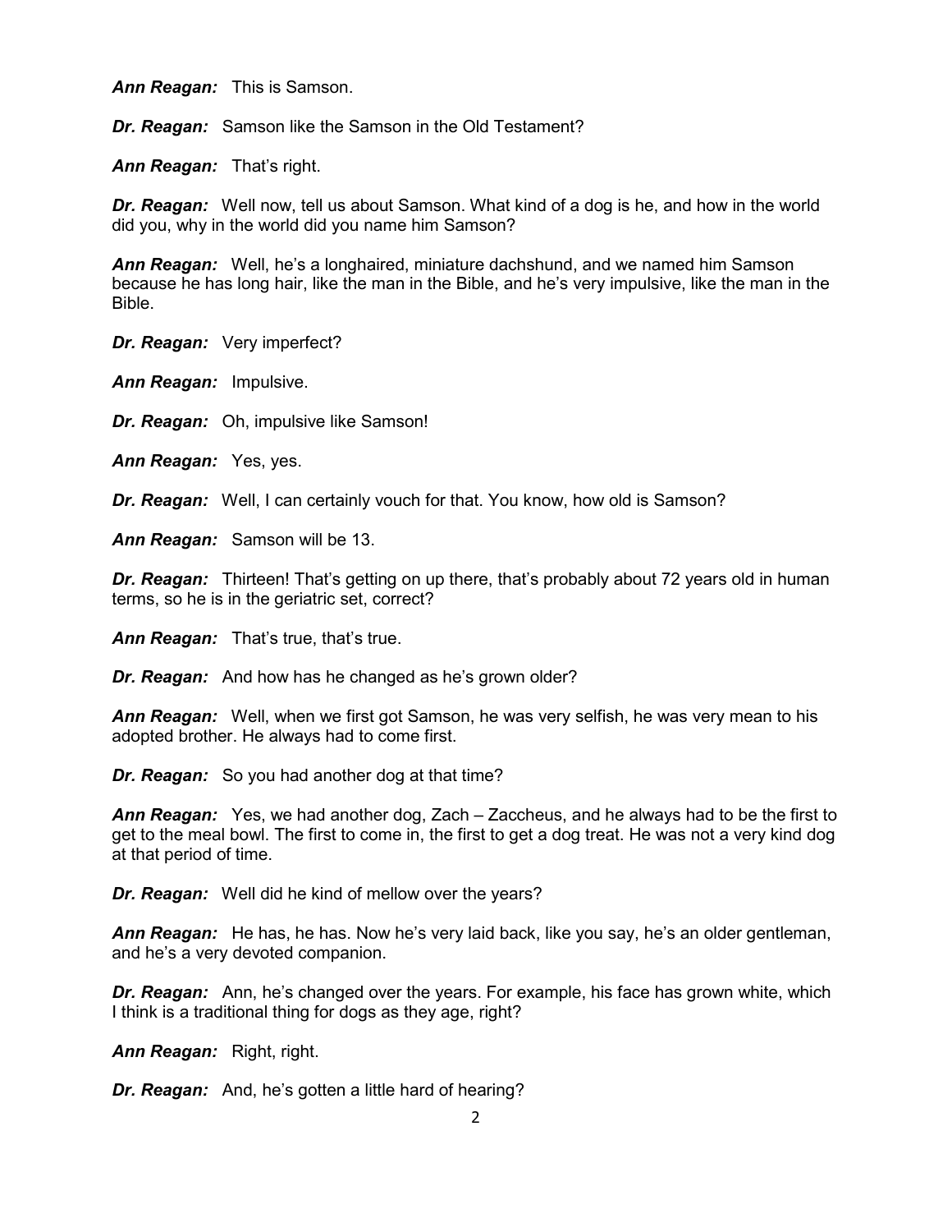***Ann Reagan:*** This is Samson.

***Dr. Reagan:*** Samson like the Samson in the Old Testament?

***Ann Reagan:*** That's right.

***Dr. Reagan:*** Well now, tell us about Samson. What kind of a dog is he, and how in the world did you, why in the world did you name him Samson?

***Ann Reagan:*** Well, he's a longhaired, miniature dachshund, and we named him Samson because he has long hair, like the man in the Bible, and he's very impulsive, like the man in the Bible.

***Dr. Reagan:*** Very imperfect?

***Ann Reagan:*** Impulsive.

***Dr. Reagan:*** Oh, impulsive like Samson!

***Ann Reagan:*** Yes, yes.

***Dr. Reagan:*** Well, I can certainly vouch for that. You know, how old is Samson?

***Ann Reagan:*** Samson will be 13.

***Dr. Reagan:*** Thirteen! That's getting on up there, that's probably about 72 years old in human terms, so he is in the geriatric set, correct?

***Ann Reagan:*** That's true, that's true.

***Dr. Reagan:*** And how has he changed as he's grown older?

***Ann Reagan:*** Well, when we first got Samson, he was very selfish, he was very mean to his adopted brother. He always had to come first.

***Dr. Reagan:*** So you had another dog at that time?

***Ann Reagan:*** Yes, we had another dog, Zach – Zaccheus, and he always had to be the first to get to the meal bowl. The first to come in, the first to get a dog treat. He was not a very kind dog at that period of time.

***Dr. Reagan:*** Well did he kind of mellow over the years?

***Ann Reagan:*** He has, he has. Now he's very laid back, like you say, he's an older gentleman, and he's a very devoted companion.

***Dr. Reagan:*** Ann, he's changed over the years. For example, his face has grown white, which I think is a traditional thing for dogs as they age, right?

***Ann Reagan:*** Right, right.

***Dr. Reagan:*** And, he's gotten a little hard of hearing?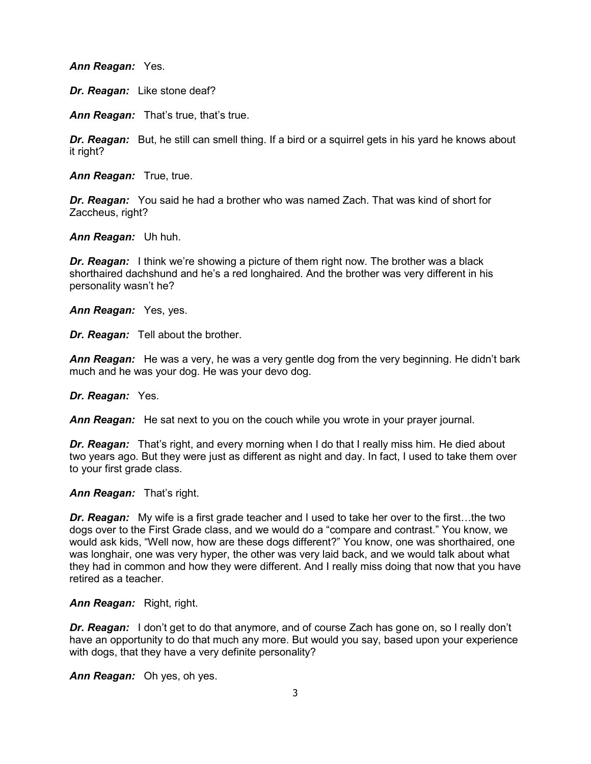***Ann Reagan:*** Yes.

***Dr. Reagan:*** Like stone deaf?

***Ann Reagan:*** That's true, that's true.

***Dr. Reagan:*** But, he still can smell thing. If a bird or a squirrel gets in his yard he knows about it right?

***Ann Reagan:*** True, true.

***Dr. Reagan:*** You said he had a brother who was named Zach. That was kind of short for Zaccheus, right?

***Ann Reagan:*** Uh huh.

***Dr. Reagan:*** I think we're showing a picture of them right now. The brother was a black shorthaired dachshund and he's a red longhaired. And the brother was very different in his personality wasn't he?

***Ann Reagan:*** Yes, yes.

***Dr. Reagan:*** Tell about the brother.

***Ann Reagan:*** He was a very, he was a very gentle dog from the very beginning. He didn't bark much and he was your dog. He was your devo dog.

***Dr. Reagan:*** Yes.

***Ann Reagan:*** He sat next to you on the couch while you wrote in your prayer journal.

***Dr. Reagan:*** That's right, and every morning when I do that I really miss him. He died about two years ago. But they were just as different as night and day. In fact, I used to take them over to your first grade class.

***Ann Reagan:*** That's right.

***Dr. Reagan:*** My wife is a first grade teacher and I used to take her over to the first…the two dogs over to the First Grade class, and we would do a "compare and contrast." You know, we would ask kids, "Well now, how are these dogs different?" You know, one was shorthaired, one was longhair, one was very hyper, the other was very laid back, and we would talk about what they had in common and how they were different. And I really miss doing that now that you have retired as a teacher.

***Ann Reagan:*** Right, right.

***Dr. Reagan:*** I don't get to do that anymore, and of course Zach has gone on, so I really don't have an opportunity to do that much any more. But would you say, based upon your experience with dogs, that they have a very definite personality?

***Ann Reagan:*** Oh yes, oh yes.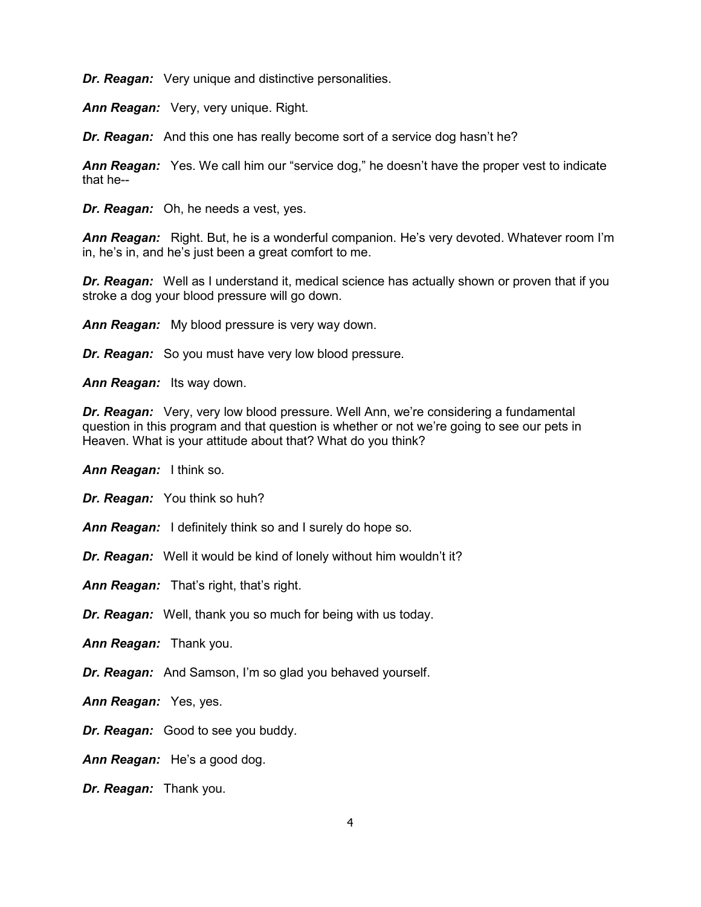***Dr. Reagan:*** Very unique and distinctive personalities.

***Ann Reagan:*** Very, very unique. Right.

***Dr. Reagan:*** And this one has really become sort of a service dog hasn't he?

***Ann Reagan:*** Yes. We call him our "service dog," he doesn't have the proper vest to indicate that he--

***Dr. Reagan:*** Oh, he needs a vest, yes.

***Ann Reagan:*** Right. But, he is a wonderful companion. He's very devoted. Whatever room I'm in, he's in, and he's just been a great comfort to me.

***Dr. Reagan:*** Well as I understand it, medical science has actually shown or proven that if you stroke a dog your blood pressure will go down.

***Ann Reagan:*** My blood pressure is very way down.

***Dr. Reagan:*** So you must have very low blood pressure.

***Ann Reagan:*** Its way down.

***Dr. Reagan:*** Very, very low blood pressure. Well Ann, we're considering a fundamental question in this program and that question is whether or not we're going to see our pets in Heaven. What is your attitude about that? What do you think?

***Ann Reagan:*** I think so.

***Dr. Reagan:*** You think so huh?

***Ann Reagan:*** I definitely think so and I surely do hope so.

***Dr. Reagan:*** Well it would be kind of lonely without him wouldn't it?

***Ann Reagan:*** That's right, that's right.

***Dr. Reagan:*** Well, thank you so much for being with us today.

***Ann Reagan:*** Thank you.

***Dr. Reagan:*** And Samson, I'm so glad you behaved yourself.

***Ann Reagan:*** Yes, yes.

***Dr. Reagan:*** Good to see you buddy.

***Ann Reagan:*** He's a good dog.

***Dr. Reagan:*** Thank you.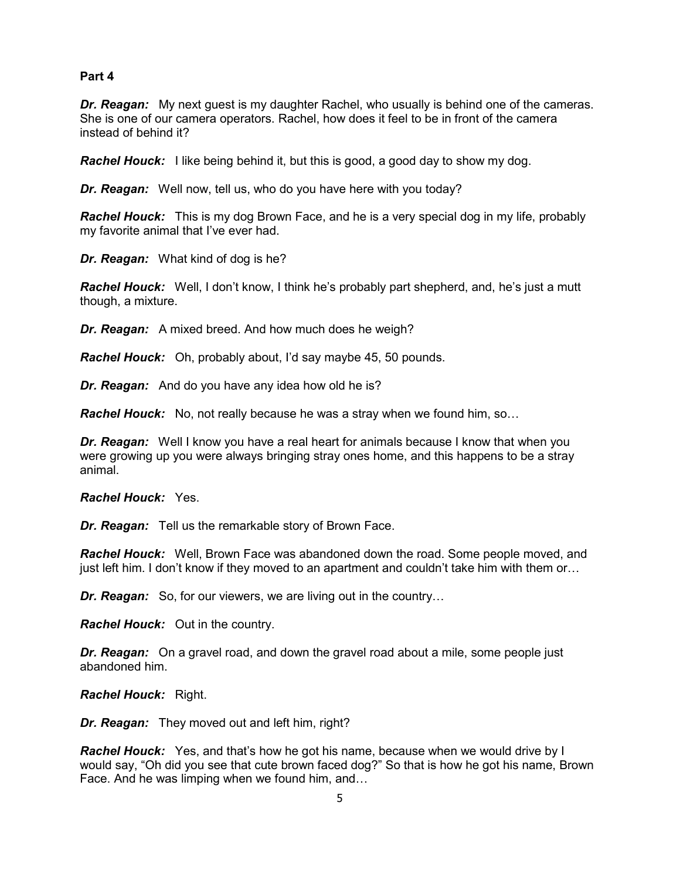**Part 4**

***Dr. Reagan:*** My next guest is my daughter Rachel, who usually is behind one of the cameras. She is one of our camera operators. Rachel, how does it feel to be in front of the camera instead of behind it?

***Rachel Houck:*** I like being behind it, but this is good, a good day to show my dog.

***Dr. Reagan:*** Well now, tell us, who do you have here with you today?

***Rachel Houck:*** This is my dog Brown Face, and he is a very special dog in my life, probably my favorite animal that I've ever had.

***Dr. Reagan:*** What kind of dog is he?

***Rachel Houck:*** Well, I don't know, I think he's probably part shepherd, and, he's just a mutt though, a mixture.

***Dr. Reagan:*** A mixed breed. And how much does he weigh?

***Rachel Houck:*** Oh, probably about, I'd say maybe 45, 50 pounds.

***Dr. Reagan:*** And do you have any idea how old he is?

***Rachel Houck:*** No, not really because he was a stray when we found him, so…

***Dr. Reagan:*** Well I know you have a real heart for animals because I know that when you were growing up you were always bringing stray ones home, and this happens to be a stray animal.

***Rachel Houck:*** Yes.

***Dr. Reagan:*** Tell us the remarkable story of Brown Face.

***Rachel Houck:*** Well, Brown Face was abandoned down the road. Some people moved, and just left him. I don't know if they moved to an apartment and couldn't take him with them or…

***Dr. Reagan:*** So, for our viewers, we are living out in the country…

***Rachel Houck:*** Out in the country.

***Dr. Reagan:*** On a gravel road, and down the gravel road about a mile, some people just abandoned him.

***Rachel Houck:*** Right.

***Dr. Reagan:*** They moved out and left him, right?

***Rachel Houck:*** Yes, and that's how he got his name, because when we would drive by I would say, "Oh did you see that cute brown faced dog?" So that is how he got his name, Brown Face. And he was limping when we found him, and…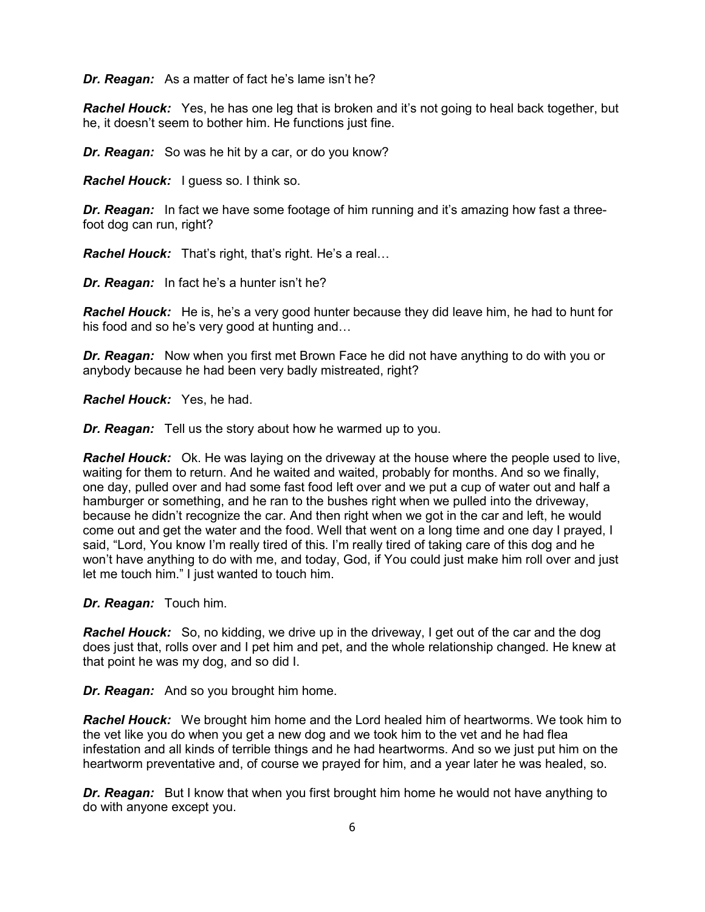***Dr. Reagan:*** As a matter of fact he's lame isn't he?

***Rachel Houck:*** Yes, he has one leg that is broken and it's not going to heal back together, but he, it doesn't seem to bother him. He functions just fine.

***Dr. Reagan:*** So was he hit by a car, or do you know?

***Rachel Houck:*** I guess so. I think so.

***Dr. Reagan:*** In fact we have some footage of him running and it's amazing how fast a three-foot dog can run, right?

***Rachel Houck:*** That's right, that's right. He's a real…

***Dr. Reagan:*** In fact he's a hunter isn't he?

***Rachel Houck:*** He is, he's a very good hunter because they did leave him, he had to hunt for his food and so he's very good at hunting and…

***Dr. Reagan:*** Now when you first met Brown Face he did not have anything to do with you or anybody because he had been very badly mistreated, right?

***Rachel Houck:*** Yes, he had.

***Dr. Reagan:*** Tell us the story about how he warmed up to you.

***Rachel Houck:*** Ok. He was laying on the driveway at the house where the people used to live, waiting for them to return. And he waited and waited, probably for months. And so we finally, one day, pulled over and had some fast food left over and we put a cup of water out and half a hamburger or something, and he ran to the bushes right when we pulled into the driveway, because he didn't recognize the car. And then right when we got in the car and left, he would come out and get the water and the food. Well that went on a long time and one day I prayed, I said, "Lord, You know I'm really tired of this. I'm really tired of taking care of this dog and he won't have anything to do with me, and today, God, if You could just make him roll over and just let me touch him." I just wanted to touch him.

***Dr. Reagan:*** Touch him.

***Rachel Houck:*** So, no kidding, we drive up in the driveway, I get out of the car and the dog does just that, rolls over and I pet him and pet, and the whole relationship changed. He knew at that point he was my dog, and so did I.

***Dr. Reagan:*** And so you brought him home.

***Rachel Houck:*** We brought him home and the Lord healed him of heartworms. We took him to the vet like you do when you get a new dog and we took him to the vet and he had flea infestation and all kinds of terrible things and he had heartworms. And so we just put him on the heartworm preventative and, of course we prayed for him, and a year later he was healed, so.

***Dr. Reagan:*** But I know that when you first brought him home he would not have anything to do with anyone except you.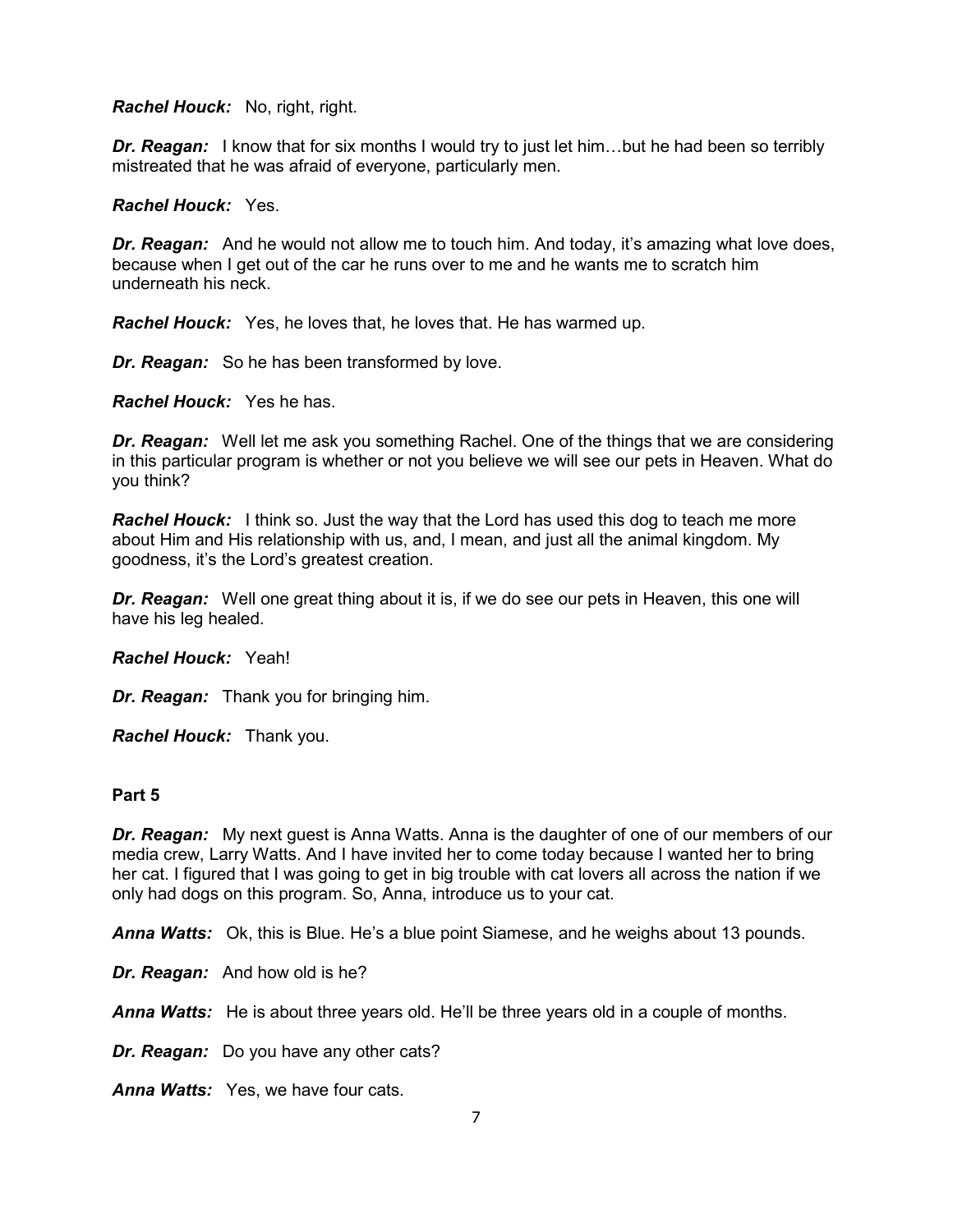***Rachel Houck:*** No, right, right.

***Dr. Reagan:*** I know that for six months I would try to just let him…but he had been so terribly mistreated that he was afraid of everyone, particularly men.

***Rachel Houck:*** Yes.

***Dr. Reagan:*** And he would not allow me to touch him. And today, it's amazing what love does, because when I get out of the car he runs over to me and he wants me to scratch him underneath his neck.

***Rachel Houck:*** Yes, he loves that, he loves that. He has warmed up.

***Dr. Reagan:*** So he has been transformed by love.

***Rachel Houck:*** Yes he has.

***Dr. Reagan:*** Well let me ask you something Rachel. One of the things that we are considering in this particular program is whether or not you believe we will see our pets in Heaven. What do you think?

***Rachel Houck:*** I think so. Just the way that the Lord has used this dog to teach me more about Him and His relationship with us, and, I mean, and just all the animal kingdom. My goodness, it's the Lord's greatest creation.

***Dr. Reagan:*** Well one great thing about it is, if we do see our pets in Heaven, this one will have his leg healed.

***Rachel Houck:*** Yeah!

***Dr. Reagan:*** Thank you for bringing him.

***Rachel Houck:*** Thank you.

**Part 5**

***Dr. Reagan:*** My next guest is Anna Watts. Anna is the daughter of one of our members of our media crew, Larry Watts. And I have invited her to come today because I wanted her to bring her cat. I figured that I was going to get in big trouble with cat lovers all across the nation if we only had dogs on this program. So, Anna, introduce us to your cat.

***Anna Watts:*** Ok, this is Blue. He's a blue point Siamese, and he weighs about 13 pounds.

***Dr. Reagan:*** And how old is he?

***Anna Watts:*** He is about three years old. He'll be three years old in a couple of months.

***Dr. Reagan:*** Do you have any other cats?

***Anna Watts:*** Yes, we have four cats.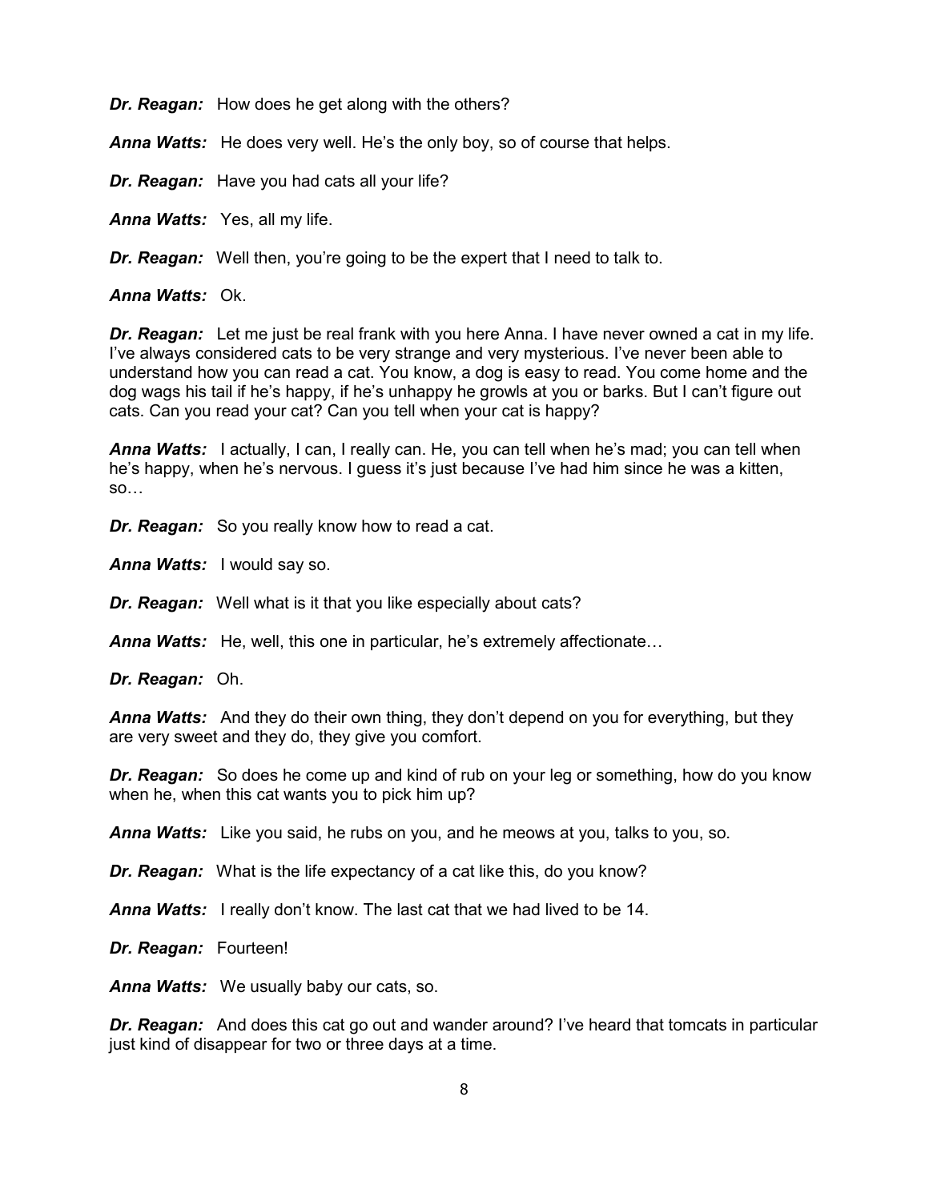***Dr. Reagan:*** How does he get along with the others?

***Anna Watts:*** He does very well. He's the only boy, so of course that helps.

***Dr. Reagan:*** Have you had cats all your life?

***Anna Watts:*** Yes, all my life.

***Dr. Reagan:*** Well then, you're going to be the expert that I need to talk to.

***Anna Watts:*** Ok.

***Dr. Reagan:*** Let me just be real frank with you here Anna. I have never owned a cat in my life. I've always considered cats to be very strange and very mysterious. I've never been able to understand how you can read a cat. You know, a dog is easy to read. You come home and the dog wags his tail if he's happy, if he's unhappy he growls at you or barks. But I can't figure out cats. Can you read your cat? Can you tell when your cat is happy?

***Anna Watts:*** I actually, I can, I really can. He, you can tell when he's mad; you can tell when he's happy, when he's nervous. I guess it's just because I've had him since he was a kitten, so…

***Dr. Reagan:*** So you really know how to read a cat.

***Anna Watts:*** I would say so.

***Dr. Reagan:*** Well what is it that you like especially about cats?

***Anna Watts:*** He, well, this one in particular, he's extremely affectionate…

***Dr. Reagan:*** Oh.

***Anna Watts:*** And they do their own thing, they don't depend on you for everything, but they are very sweet and they do, they give you comfort.

***Dr. Reagan:*** So does he come up and kind of rub on your leg or something, how do you know when he, when this cat wants you to pick him up?

***Anna Watts:*** Like you said, he rubs on you, and he meows at you, talks to you, so.

***Dr. Reagan:*** What is the life expectancy of a cat like this, do you know?

***Anna Watts:*** I really don't know. The last cat that we had lived to be 14.

***Dr. Reagan:*** Fourteen!

***Anna Watts:*** We usually baby our cats, so.

***Dr. Reagan:*** And does this cat go out and wander around? I've heard that tomcats in particular just kind of disappear for two or three days at a time.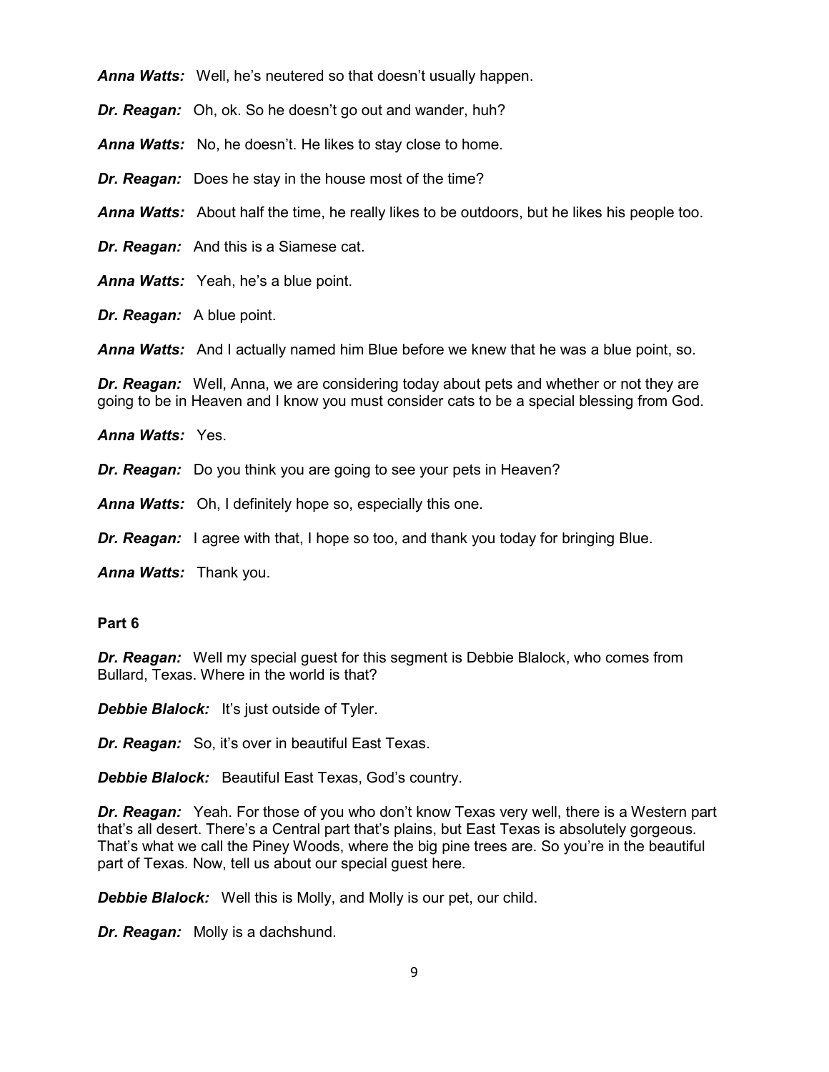***Anna Watts:*** Well, he's neutered so that doesn't usually happen.

***Dr. Reagan:*** Oh, ok. So he doesn't go out and wander, huh?

***Anna Watts:*** No, he doesn't. He likes to stay close to home.

***Dr. Reagan:*** Does he stay in the house most of the time?

***Anna Watts:*** About half the time, he really likes to be outdoors, but he likes his people too.

***Dr. Reagan:*** And this is a Siamese cat.

***Anna Watts:*** Yeah, he's a blue point.

***Dr. Reagan:*** A blue point.

***Anna Watts:*** And I actually named him Blue before we knew that he was a blue point, so.

***Dr. Reagan:*** Well, Anna, we are considering today about pets and whether or not they are going to be in Heaven and I know you must consider cats to be a special blessing from God.

***Anna Watts:*** Yes.

***Dr. Reagan:*** Do you think you are going to see your pets in Heaven?

***Anna Watts:*** Oh, I definitely hope so, especially this one.

***Dr. Reagan:*** I agree with that, I hope so too, and thank you today for bringing Blue.

***Anna Watts:*** Thank you.

**Part 6**

***Dr. Reagan:*** Well my special guest for this segment is Debbie Blalock, who comes from Bullard, Texas. Where in the world is that?

***Debbie Blalock:*** It's just outside of Tyler.

***Dr. Reagan:*** So, it's over in beautiful East Texas.

***Debbie Blalock:*** Beautiful East Texas, God's country.

***Dr. Reagan:*** Yeah. For those of you who don't know Texas very well, there is a Western part that's all desert. There's a Central part that's plains, but East Texas is absolutely gorgeous. That's what we call the Piney Woods, where the big pine trees are. So you're in the beautiful part of Texas. Now, tell us about our special guest here.

***Debbie Blalock:*** Well this is Molly, and Molly is our pet, our child.

***Dr. Reagan:*** Molly is a dachshund.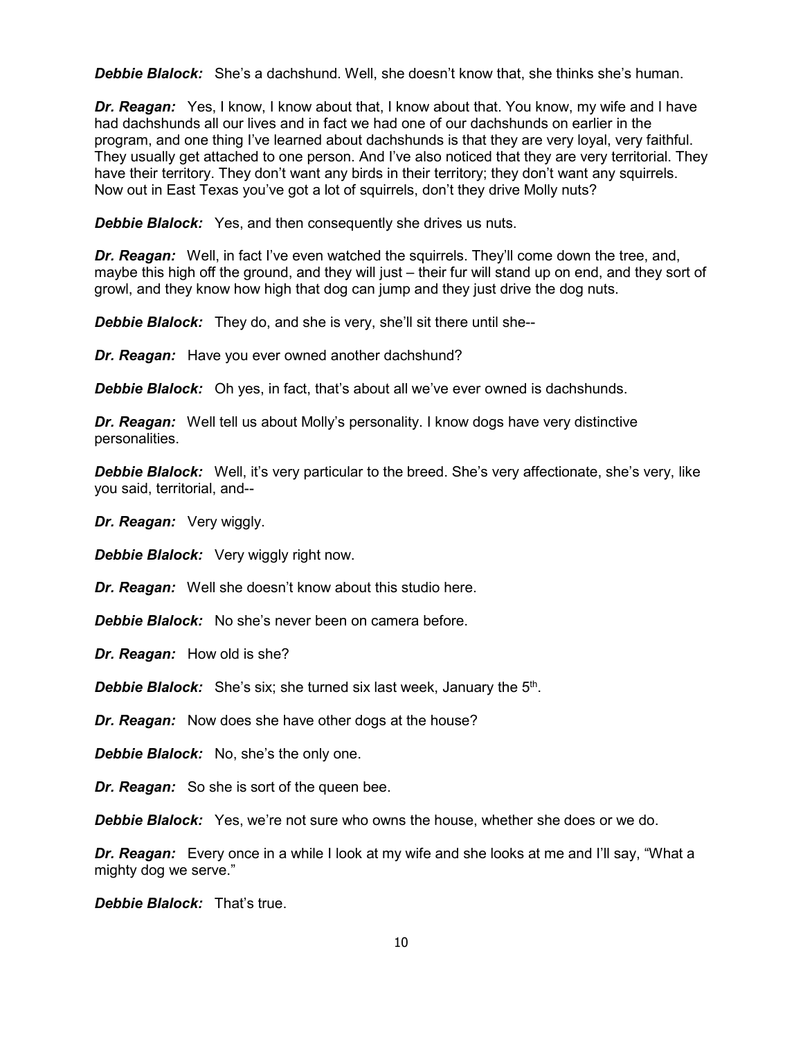***Debbie Blalock:*** She's a dachshund. Well, she doesn't know that, she thinks she's human.

***Dr. Reagan:*** Yes, I know, I know about that, I know about that. You know, my wife and I have had dachshunds all our lives and in fact we had one of our dachshunds on earlier in the program, and one thing I've learned about dachshunds is that they are very loyal, very faithful. They usually get attached to one person. And I've also noticed that they are very territorial. They have their territory. They don't want any birds in their territory; they don't want any squirrels. Now out in East Texas you've got a lot of squirrels, don't they drive Molly nuts?

***Debbie Blalock:*** Yes, and then consequently she drives us nuts.

***Dr. Reagan:*** Well, in fact I've even watched the squirrels. They'll come down the tree, and, maybe this high off the ground, and they will just – their fur will stand up on end, and they sort of growl, and they know how high that dog can jump and they just drive the dog nuts.

***Debbie Blalock:*** They do, and she is very, she'll sit there until she--

***Dr. Reagan:*** Have you ever owned another dachshund?

***Debbie Blalock:*** Oh yes, in fact, that's about all we've ever owned is dachshunds.

***Dr. Reagan:*** Well tell us about Molly's personality. I know dogs have very distinctive personalities.

***Debbie Blalock:*** Well, it's very particular to the breed. She's very affectionate, she's very, like you said, territorial, and--

***Dr. Reagan:*** Very wiggly.

***Debbie Blalock:*** Very wiggly right now.

***Dr. Reagan:*** Well she doesn't know about this studio here.

***Debbie Blalock:*** No she's never been on camera before.

***Dr. Reagan:*** How old is she?

***Debbie Blalock:*** She's six; she turned six last week, January the 5th.

***Dr. Reagan:*** Now does she have other dogs at the house?

***Debbie Blalock:*** No, she's the only one.

***Dr. Reagan:*** So she is sort of the queen bee.

***Debbie Blalock:*** Yes, we're not sure who owns the house, whether she does or we do.

***Dr. Reagan:*** Every once in a while I look at my wife and she looks at me and I'll say, "What a mighty dog we serve."

***Debbie Blalock:*** That's true.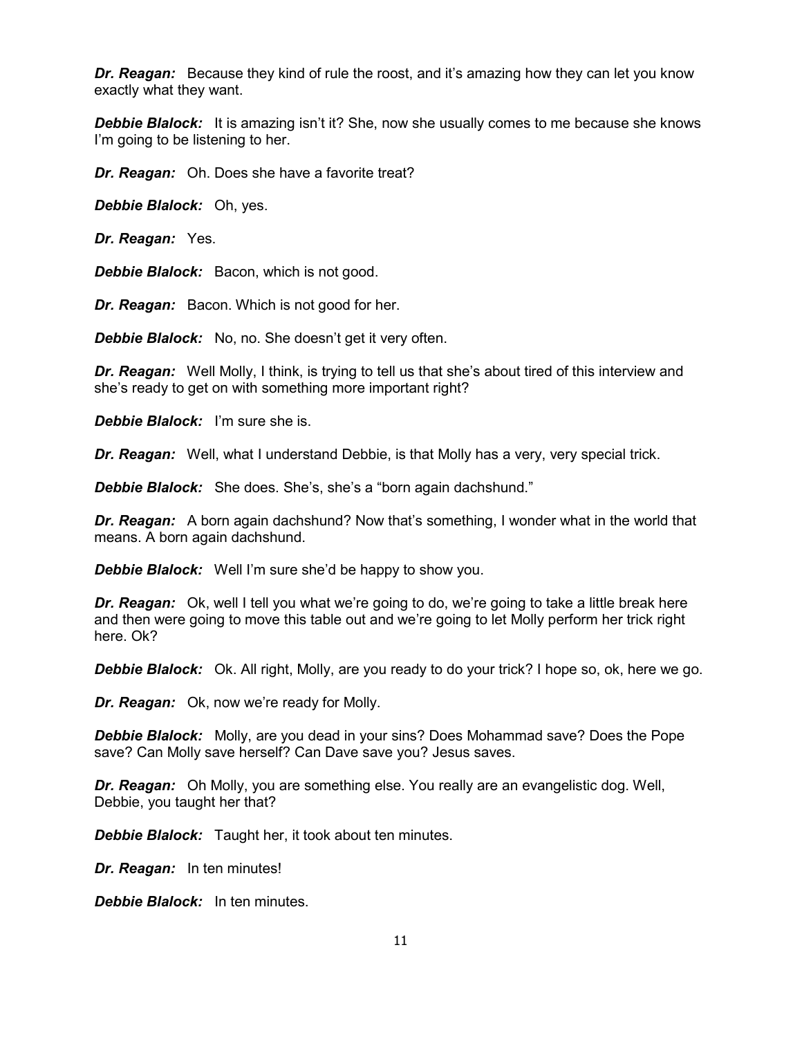***Dr. Reagan:*** Because they kind of rule the roost, and it's amazing how they can let you know exactly what they want.

***Debbie Blalock:*** It is amazing isn't it? She, now she usually comes to me because she knows I'm going to be listening to her.

***Dr. Reagan:*** Oh. Does she have a favorite treat?

***Debbie Blalock:*** Oh, yes.

***Dr. Reagan:*** Yes.

***Debbie Blalock:*** Bacon, which is not good.

***Dr. Reagan:*** Bacon. Which is not good for her.

***Debbie Blalock:*** No, no. She doesn't get it very often.

***Dr. Reagan:*** Well Molly, I think, is trying to tell us that she's about tired of this interview and she's ready to get on with something more important right?

***Debbie Blalock:*** I'm sure she is.

***Dr. Reagan:*** Well, what I understand Debbie, is that Molly has a very, very special trick.

***Debbie Blalock:*** She does. She's, she's a "born again dachshund."

***Dr. Reagan:*** A born again dachshund? Now that's something, I wonder what in the world that means. A born again dachshund.

***Debbie Blalock:*** Well I'm sure she'd be happy to show you.

***Dr. Reagan:*** Ok, well I tell you what we're going to do, we're going to take a little break here and then were going to move this table out and we're going to let Molly perform her trick right here. Ok?

***Debbie Blalock:*** Ok. All right, Molly, are you ready to do your trick? I hope so, ok, here we go.

***Dr. Reagan:*** Ok, now we're ready for Molly.

***Debbie Blalock:*** Molly, are you dead in your sins? Does Mohammad save? Does the Pope save? Can Molly save herself? Can Dave save you? Jesus saves.

***Dr. Reagan:*** Oh Molly, you are something else. You really are an evangelistic dog. Well, Debbie, you taught her that?

***Debbie Blalock:*** Taught her, it took about ten minutes.

***Dr. Reagan:*** In ten minutes!

***Debbie Blalock:*** In ten minutes.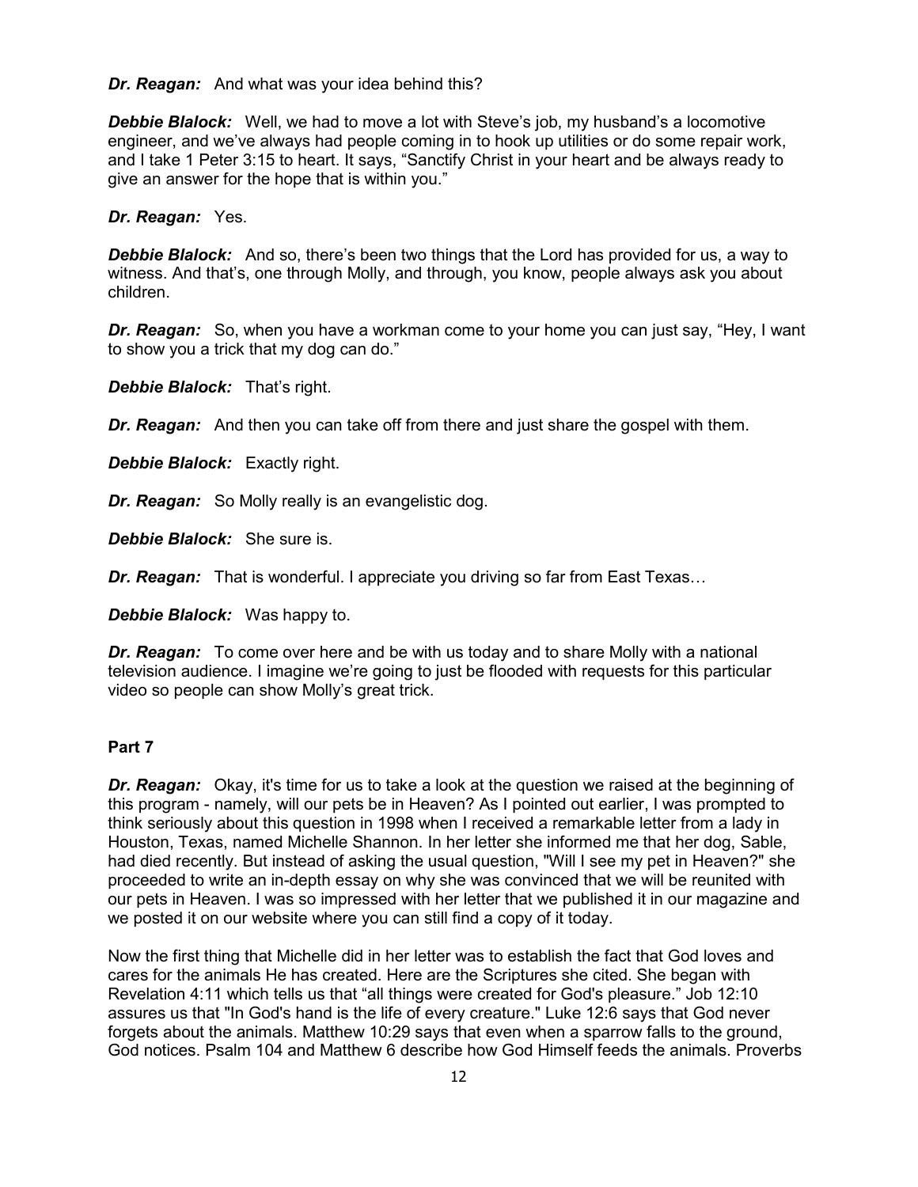***Dr. Reagan:*** And what was your idea behind this?

***Debbie Blalock:*** Well, we had to move a lot with Steve's job, my husband's a locomotive engineer, and we've always had people coming in to hook up utilities or do some repair work, and I take 1 Peter 3:15 to heart. It says, "Sanctify Christ in your heart and be always ready to give an answer for the hope that is within you."

***Dr. Reagan:*** Yes.

***Debbie Blalock:*** And so, there's been two things that the Lord has provided for us, a way to witness. And that's, one through Molly, and through, you know, people always ask you about children.

***Dr. Reagan:*** So, when you have a workman come to your home you can just say, "Hey, I want to show you a trick that my dog can do."

***Debbie Blalock:*** That's right.

***Dr. Reagan:*** And then you can take off from there and just share the gospel with them.

***Debbie Blalock:*** Exactly right.

***Dr. Reagan:*** So Molly really is an evangelistic dog.

***Debbie Blalock:*** She sure is.

***Dr. Reagan:*** That is wonderful. I appreciate you driving so far from East Texas…

***Debbie Blalock:*** Was happy to.

***Dr. Reagan:*** To come over here and be with us today and to share Molly with a national television audience. I imagine we're going to just be flooded with requests for this particular video so people can show Molly's great trick.

**Part 7**

***Dr. Reagan:*** Okay, it's time for us to take a look at the question we raised at the beginning of this program - namely, will our pets be in Heaven? As I pointed out earlier, I was prompted to think seriously about this question in 1998 when I received a remarkable letter from a lady in Houston, Texas, named Michelle Shannon. In her letter she informed me that her dog, Sable, had died recently. But instead of asking the usual question, "Will I see my pet in Heaven?" she proceeded to write an in-depth essay on why she was convinced that we will be reunited with our pets in Heaven. I was so impressed with her letter that we published it in our magazine and we posted it on our website where you can still find a copy of it today.

Now the first thing that Michelle did in her letter was to establish the fact that God loves and cares for the animals He has created. Here are the Scriptures she cited. She began with Revelation 4:11 which tells us that "all things were created for God's pleasure." Job 12:10 assures us that "In God's hand is the life of every creature." Luke 12:6 says that God never forgets about the animals. Matthew 10:29 says that even when a sparrow falls to the ground, God notices. Psalm 104 and Matthew 6 describe how God Himself feeds the animals. Proverbs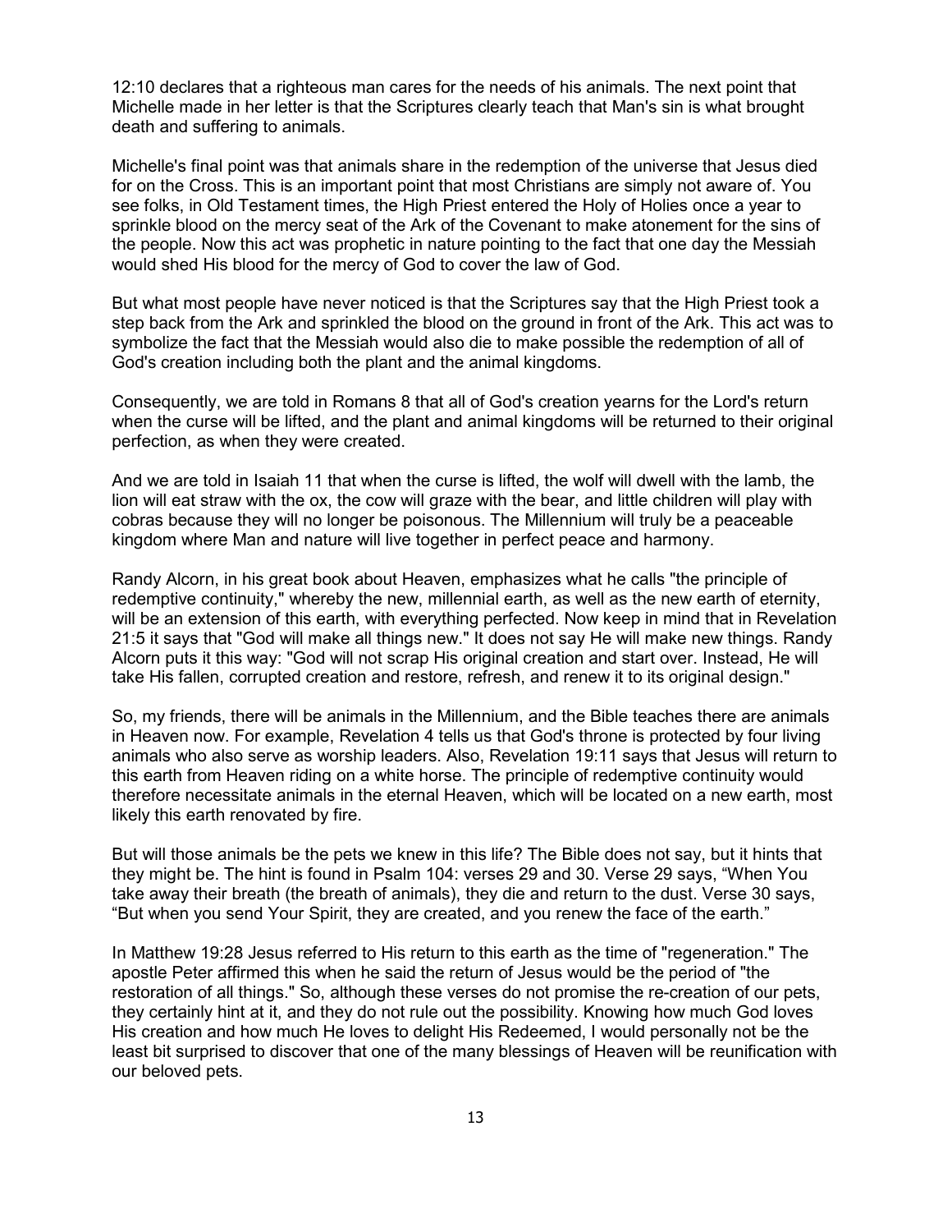12:10 declares that a righteous man cares for the needs of his animals. The next point that Michelle made in her letter is that the Scriptures clearly teach that Man's sin is what brought death and suffering to animals.

Michelle's final point was that animals share in the redemption of the universe that Jesus died for on the Cross. This is an important point that most Christians are simply not aware of. You see folks, in Old Testament times, the High Priest entered the Holy of Holies once a year to sprinkle blood on the mercy seat of the Ark of the Covenant to make atonement for the sins of the people. Now this act was prophetic in nature pointing to the fact that one day the Messiah would shed His blood for the mercy of God to cover the law of God.

But what most people have never noticed is that the Scriptures say that the High Priest took a step back from the Ark and sprinkled the blood on the ground in front of the Ark. This act was to symbolize the fact that the Messiah would also die to make possible the redemption of all of God's creation including both the plant and the animal kingdoms.

Consequently, we are told in Romans 8 that all of God's creation yearns for the Lord's return when the curse will be lifted, and the plant and animal kingdoms will be returned to their original perfection, as when they were created.

And we are told in Isaiah 11 that when the curse is lifted, the wolf will dwell with the lamb, the lion will eat straw with the ox, the cow will graze with the bear, and little children will play with cobras because they will no longer be poisonous. The Millennium will truly be a peaceable kingdom where Man and nature will live together in perfect peace and harmony.

Randy Alcorn, in his great book about Heaven, emphasizes what he calls "the principle of redemptive continuity," whereby the new, millennial earth, as well as the new earth of eternity, will be an extension of this earth, with everything perfected. Now keep in mind that in Revelation 21:5 it says that "God will make all things new." It does not say He will make new things. Randy Alcorn puts it this way: "God will not scrap His original creation and start over. Instead, He will take His fallen, corrupted creation and restore, refresh, and renew it to its original design."

So, my friends, there will be animals in the Millennium, and the Bible teaches there are animals in Heaven now. For example, Revelation 4 tells us that God's throne is protected by four living animals who also serve as worship leaders. Also, Revelation 19:11 says that Jesus will return to this earth from Heaven riding on a white horse. The principle of redemptive continuity would therefore necessitate animals in the eternal Heaven, which will be located on a new earth, most likely this earth renovated by fire.

But will those animals be the pets we knew in this life? The Bible does not say, but it hints that they might be. The hint is found in Psalm 104: verses 29 and 30. Verse 29 says, "When You take away their breath (the breath of animals), they die and return to the dust. Verse 30 says, "But when you send Your Spirit, they are created, and you renew the face of the earth."

In Matthew 19:28 Jesus referred to His return to this earth as the time of "regeneration." The apostle Peter affirmed this when he said the return of Jesus would be the period of "the restoration of all things." So, although these verses do not promise the re-creation of our pets, they certainly hint at it, and they do not rule out the possibility. Knowing how much God loves His creation and how much He loves to delight His Redeemed, I would personally not be the least bit surprised to discover that one of the many blessings of Heaven will be reunification with our beloved pets.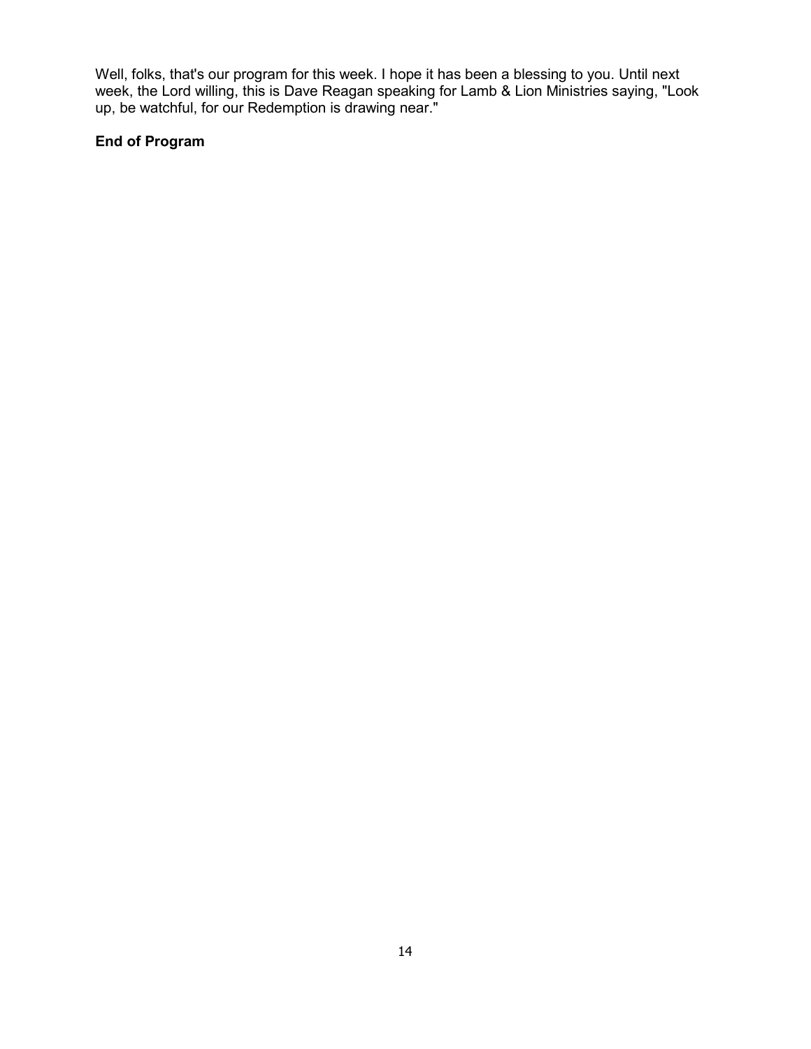Well, folks, that's our program for this week. I hope it has been a blessing to you. Until next week, the Lord willing, this is Dave Reagan speaking for Lamb & Lion Ministries saying, "Look up, be watchful, for our Redemption is drawing near."

**End of Program**